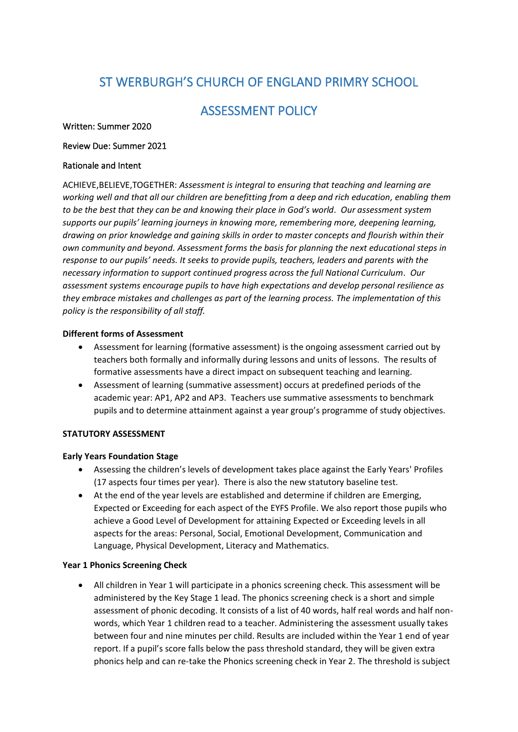# ST WERBURGH'S CHURCH OF ENGLAND PRIMRY SCHOOL

# ASSESSMENT POLICY

Written: Summer 2020

Review Due: Summer 2021

Rationale and Intent

ACHIEVE,BELIEVE,TOGETHER: *Assessment is integral to ensuring that teaching and learning are working well and that all our children are benefitting from a deep and rich education, enabling them to be the best that they can be and knowing their place in God's world. Our assessment system supports our pupils' learning journeys in knowing more, remembering more, deepening learning, drawing on prior knowledge and gaining skills in order to master concepts and flourish within their own community and beyond. Assessment forms the basis for planning the next educational steps in response to our pupils' needs. It seeks to provide pupils, teachers, leaders and parents with the necessary information to support continued progress across the full National Curriculum. Our assessment systems encourage pupils to have high expectations and develop personal resilience as they embrace mistakes and challenges as part of the learning process. The implementation of this policy is the responsibility of all staff.*

**Different forms of Assessment**

- Assessment for learning (formative assessment) is the ongoing assessment carried out by teachers both formally and informally during lessons and units of lessons. The results of formative assessments have a direct impact on subsequent teaching and learning.
- Assessment of learning (summative assessment) occurs at predefined periods of the academic year: AP1, AP2 and AP3. Teachers use summative assessments to benchmark pupils and to determine attainment against a year group's programme of study objectives.

**STATUTORY ASSESSMENT**

**Early Years Foundation Stage**

- Assessing the children's levels of development takes place against the Early Years' Profiles (17 aspects four times per year). There is also the new statutory baseline test.
- At the end of the year levels are established and determine if children are Emerging, Expected or Exceeding for each aspect of the EYFS Profile. We also report those pupils who achieve a Good Level of Development for attaining Expected or Exceeding levels in all aspects for the areas: Personal, Social, Emotional Development, Communication and Language, Physical Development, Literacy and Mathematics.

**Year 1 Phonics Screening Check**

- All children in Year 1 will participate in a phonics screening check. This assessment will be administered by the Key Stage 1 lead. The phonics screening check is a short and simple assessment of phonic decoding. It consists of a list of 40 words, half real words and half non-words, which Year 1 children read to a teacher. Administering the assessment usually takes between four and nine minutes per child. Results are included within the Year 1 end of year report. If a pupil's score falls below the pass threshold standard, they will be given extra phonics help and can re-take the Phonics screening check in Year 2. The threshold is subject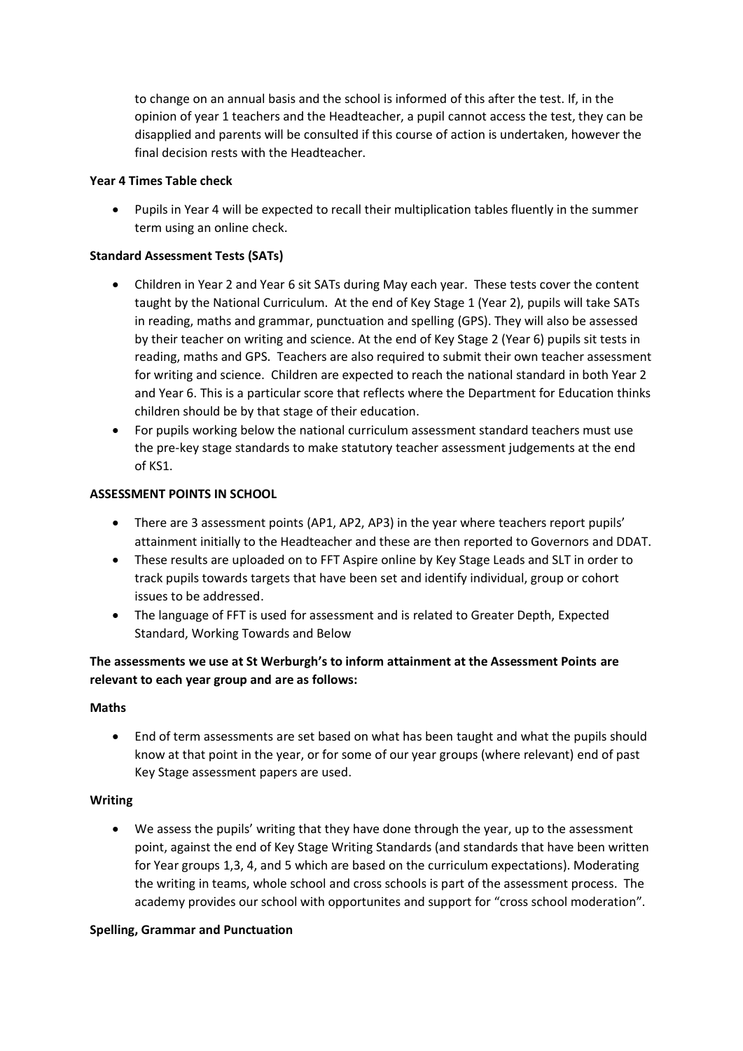to change on an annual basis and the school is informed of this after the test. If, in the opinion of year 1 teachers and the Headteacher, a pupil cannot access the test, they can be disapplied and parents will be consulted if this course of action is undertaken, however the final decision rests with the Headteacher.

**Year 4 Times Table check**

- Pupils in Year 4 will be expected to recall their multiplication tables fluently in the summer term using an online check.

**Standard Assessment Tests (SATs)**

- Children in Year 2 and Year 6 sit SATs during May each year. These tests cover the content taught by the National Curriculum. At the end of Key Stage 1 (Year 2), pupils will take SATs in reading, maths and grammar, punctuation and spelling (GPS). They will also be assessed by their teacher on writing and science. At the end of Key Stage 2 (Year 6) pupils sit tests in reading, maths and GPS. Teachers are also required to submit their own teacher assessment for writing and science. Children are expected to reach the national standard in both Year 2 and Year 6. This is a particular score that reflects where the Department for Education thinks children should be by that stage of their education.
- For pupils working below the national curriculum assessment standard teachers must use the pre-key stage standards to make statutory teacher assessment judgements at the end of KS1.

**ASSESSMENT POINTS IN SCHOOL**

- There are 3 assessment points (AP1, AP2, AP3) in the year where teachers report pupils' attainment initially to the Headteacher and these are then reported to Governors and DDAT.
- These results are uploaded on to FFT Aspire online by Key Stage Leads and SLT in order to track pupils towards targets that have been set and identify individual, group or cohort issues to be addressed.
- The language of FFT is used for assessment and is related to Greater Depth, Expected Standard, Working Towards and Below

**The assessments we use at St Werburgh's to inform attainment at the Assessment Points are relevant to each year group and are as follows:**

**Maths**

- End of term assessments are set based on what has been taught and what the pupils should know at that point in the year, or for some of our year groups (where relevant) end of past Key Stage assessment papers are used.

**Writing**

- We assess the pupils' writing that they have done through the year, up to the assessment point, against the end of Key Stage Writing Standards (and standards that have been written for Year groups 1,3, 4, and 5 which are based on the curriculum expectations). Moderating the writing in teams, whole school and cross schools is part of the assessment process. The academy provides our school with opportunites and support for "cross school moderation".

**Spelling, Grammar and Punctuation**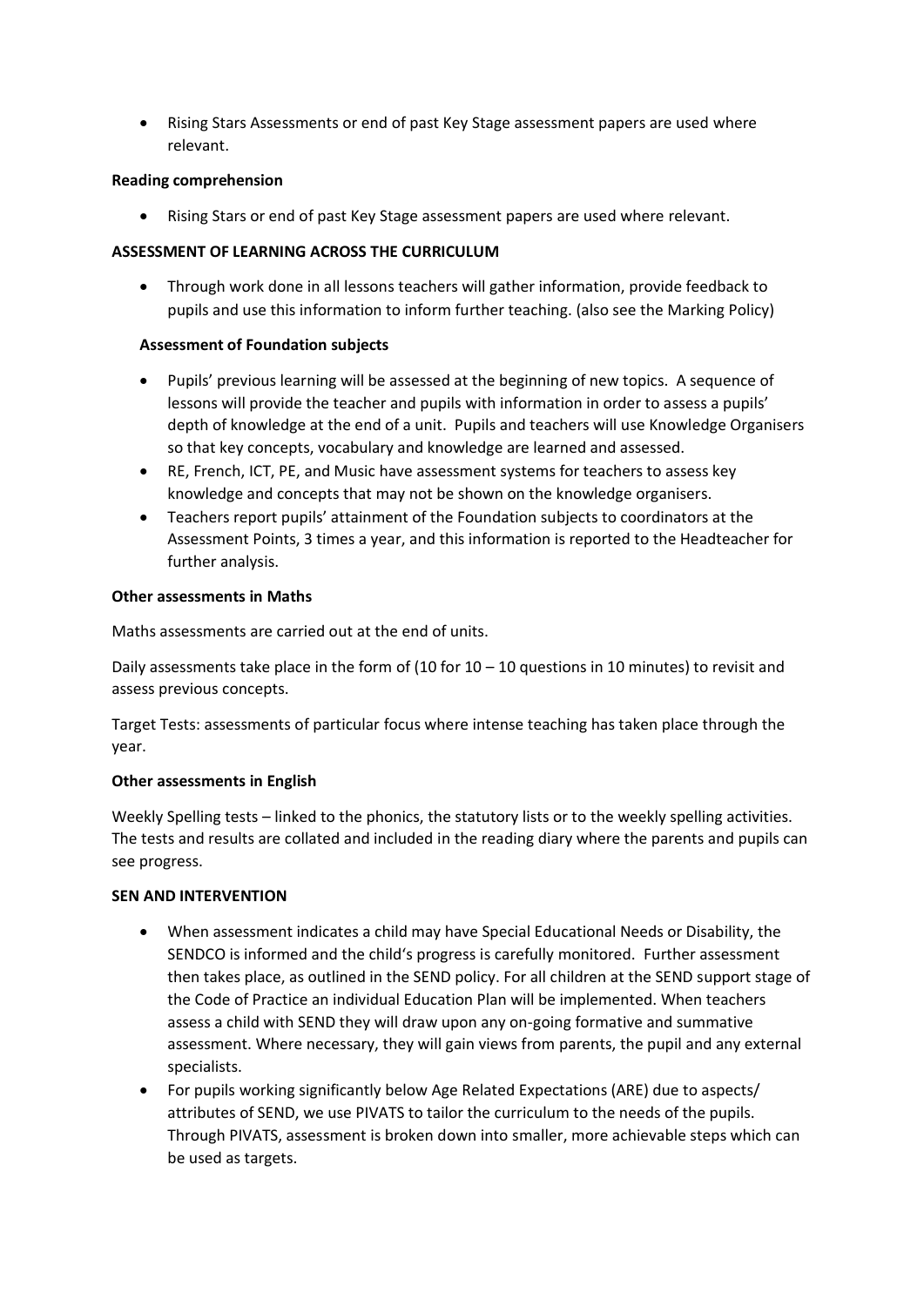- Rising Stars Assessments or end of past Key Stage assessment papers are used where relevant.

**Reading comprehension**

- Rising Stars or end of past Key Stage assessment papers are used where relevant.

**ASSESSMENT OF LEARNING ACROSS THE CURRICULUM**

- Through work done in all lessons teachers will gather information, provide feedback to pupils and use this information to inform further teaching. (also see the Marking Policy)

**Assessment of Foundation subjects**

- Pupils' previous learning will be assessed at the beginning of new topics. A sequence of lessons will provide the teacher and pupils with information in order to assess a pupils' depth of knowledge at the end of a unit. Pupils and teachers will use Knowledge Organisers so that key concepts, vocabulary and knowledge are learned and assessed.
- RE, French, ICT, PE, and Music have assessment systems for teachers to assess key knowledge and concepts that may not be shown on the knowledge organisers.
- Teachers report pupils' attainment of the Foundation subjects to coordinators at the Assessment Points, 3 times a year, and this information is reported to the Headteacher for further analysis.

**Other assessments in Maths**

Maths assessments are carried out at the end of units.

Daily assessments take place in the form of (10 for 10 – 10 questions in 10 minutes) to revisit and assess previous concepts.

Target Tests: assessments of particular focus where intense teaching has taken place through the year.

**Other assessments in English**

Weekly Spelling tests – linked to the phonics, the statutory lists or to the weekly spelling activities. The tests and results are collated and included in the reading diary where the parents and pupils can see progress.

**SEN AND INTERVENTION**

- When assessment indicates a child may have Special Educational Needs or Disability, the SENDCO is informed and the child's progress is carefully monitored. Further assessment then takes place, as outlined in the SEND policy. For all children at the SEND support stage of the Code of Practice an individual Education Plan will be implemented. When teachers assess a child with SEND they will draw upon any on-going formative and summative assessment. Where necessary, they will gain views from parents, the pupil and any external specialists.
- For pupils working significantly below Age Related Expectations (ARE) due to aspects/ attributes of SEND, we use PIVATS to tailor the curriculum to the needs of the pupils. Through PIVATS, assessment is broken down into smaller, more achievable steps which can be used as targets.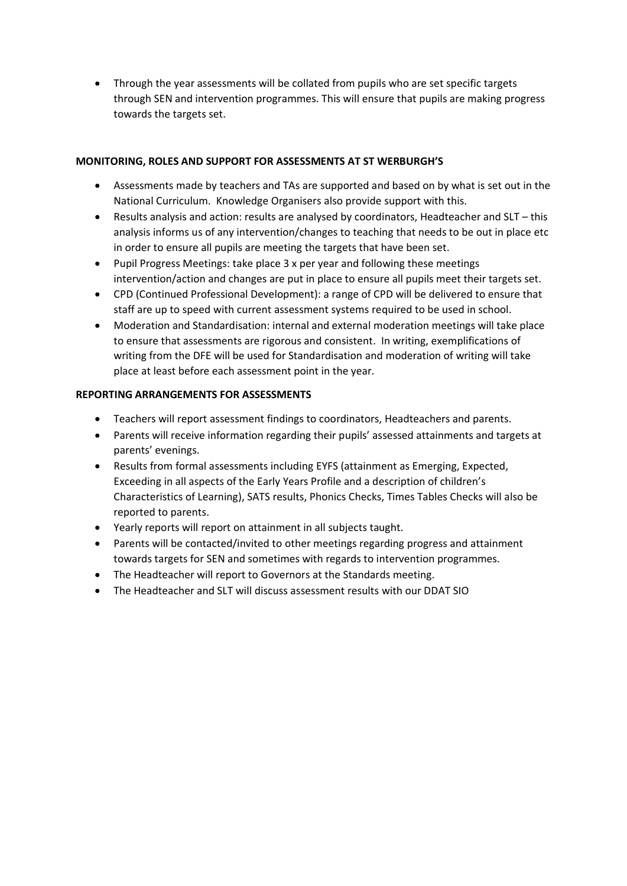- Through the year assessments will be collated from pupils who are set specific targets through SEN and intervention programmes. This will ensure that pupils are making progress towards the targets set.

**MONITORING, ROLES AND SUPPORT FOR ASSESSMENTS AT ST WERBURGH'S**

- Assessments made by teachers and TAs are supported and based on by what is set out in the National Curriculum. Knowledge Organisers also provide support with this.
- Results analysis and action: results are analysed by coordinators, Headteacher and SLT – this analysis informs us of any intervention/changes to teaching that needs to be out in place etc in order to ensure all pupils are meeting the targets that have been set.
- Pupil Progress Meetings: take place 3 x per year and following these meetings intervention/action and changes are put in place to ensure all pupils meet their targets set.
- CPD (Continued Professional Development): a range of CPD will be delivered to ensure that staff are up to speed with current assessment systems required to be used in school.
- Moderation and Standardisation: internal and external moderation meetings will take place to ensure that assessments are rigorous and consistent. In writing, exemplifications of writing from the DFE will be used for Standardisation and moderation of writing will take place at least before each assessment point in the year.

**REPORTING ARRANGEMENTS FOR ASSESSMENTS**

- Teachers will report assessment findings to coordinators, Headteachers and parents.
- Parents will receive information regarding their pupils' assessed attainments and targets at parents' evenings.
- Results from formal assessments including EYFS (attainment as Emerging, Expected, Exceeding in all aspects of the Early Years Profile and a description of children's Characteristics of Learning), SATS results, Phonics Checks, Times Tables Checks will also be reported to parents.
- Yearly reports will report on attainment in all subjects taught.
- Parents will be contacted/invited to other meetings regarding progress and attainment towards targets for SEN and sometimes with regards to intervention programmes.
- The Headteacher will report to Governors at the Standards meeting.
- The Headteacher and SLT will discuss assessment results with our DDAT SIO